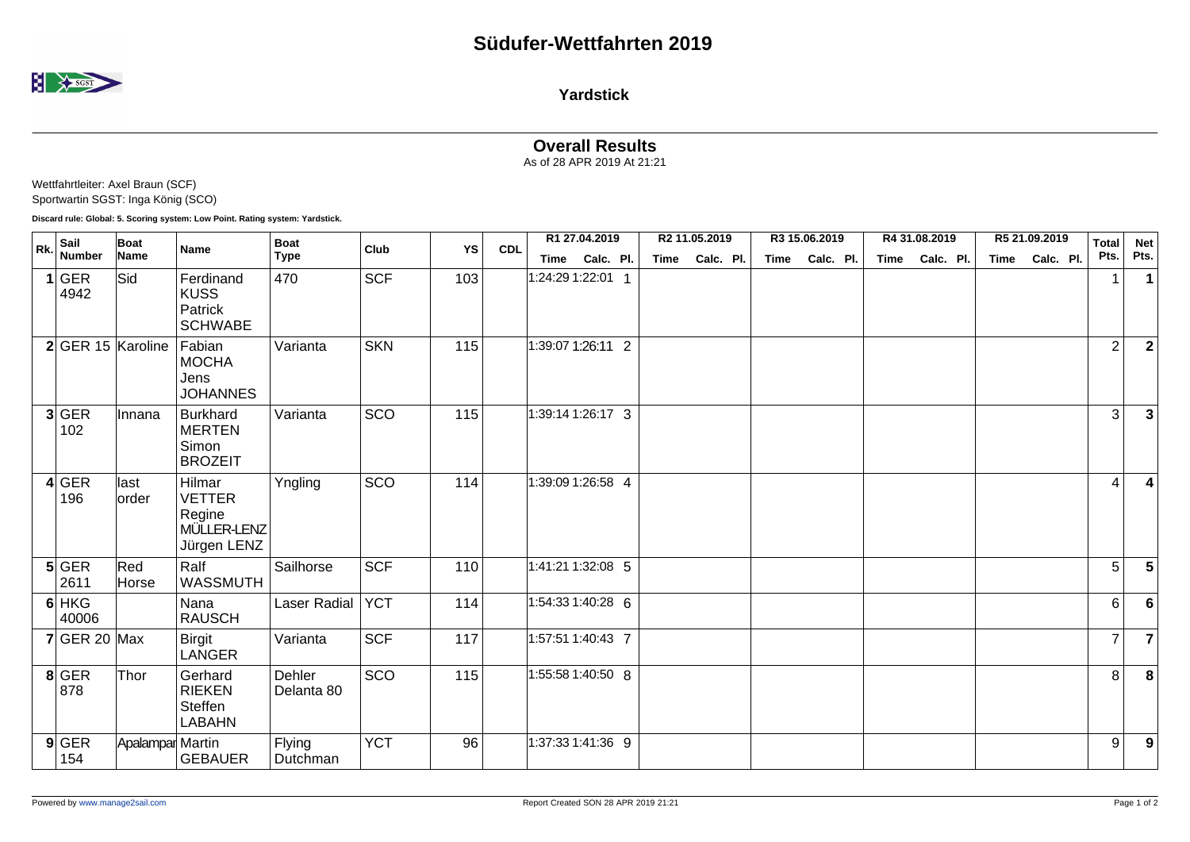# Südufer-Wettfahrten 2019

## Yardstick

### Overall Results

As of 28 APR 2019 At 21:21

Wettfahrtleiter: Axel Braun (SCF)
Sportwartin SGST: Inga König (SCO)

**Discard rule: Global: 5. Scoring system: Low Point. Rating system: Yardstick.**

| Rk. | Sail Number | Boat Name | Name | Boat Type | Club | YS | CDL | R1 27.04.2019 | | | R2 11.05.2019 | | | R3 15.06.2019 | | | R4 31.08.2019 | | | R5 21.09.2019 | | | Total Pts. | Net Pts. |
|---|---|---|---|---|---|---|---|---|---|---|---|---|---|---|---|---|---|---|---|---|---|---|---|---|
| | | | | | | | | Time | Calc. | Pl. | Time | Calc. | Pl. | Time | Calc. | Pl. | Time | Calc. | Pl. | Time | Calc. | Pl. | | |
| 1 | GER 4942 | Sid | Ferdinand KUSS Patrick SCHWABE | 470 | SCF | 103 | | 1:24:29 | 1:22:01 | 1 | | | | | | | | | | | | | 1 | 1 |
| 2 | GER 15 | Karoline | Fabian MOCHA Jens JOHANNES | Varianta | SKN | 115 | | 1:39:07 | 1:26:11 | 2 | | | | | | | | | | | | | 2 | 2 |
| 3 | GER 102 | Innana | Burkhard MERTEN Simon BROZEIT | Varianta | SCO | 115 | | 1:39:14 | 1:26:17 | 3 | | | | | | | | | | | | | 3 | 3 |
| 4 | GER 196 | last order | Hilmar VETTER Regine MÜLLER-LENZ Jürgen LENZ | Yngling | SCO | 114 | | 1:39:09 | 1:26:58 | 4 | | | | | | | | | | | | | 4 | 4 |
| 5 | GER 2611 | Red Horse | Ralf WASSMUTH | Sailhorse | SCF | 110 | | 1:41:21 | 1:32:08 | 5 | | | | | | | | | | | | | 5 | 5 |
| 6 | HKG 40006 | | Nana RAUSCH | Laser Radial | YCT | 114 | | 1:54:33 | 1:40:28 | 6 | | | | | | | | | | | | | 6 | 6 |
| 7 | GER 20 | Max | Birgit LANGER | Varianta | SCF | 117 | | 1:57:51 | 1:40:43 | 7 | | | | | | | | | | | | | 7 | 7 |
| 8 | GER 878 | Thor | Gerhard RIEKEN Steffen LABAHN | Dehler Delanta 80 | SCO | 115 | | 1:55:58 | 1:40:50 | 8 | | | | | | | | | | | | | 8 | 8 |
| 9 | GER 154 | Apalampar | Martin GEBAUER | Flying Dutchman | YCT | 96 | | 1:37:33 | 1:41:36 | 9 | | | | | | | | | | | | | 9 | 9 |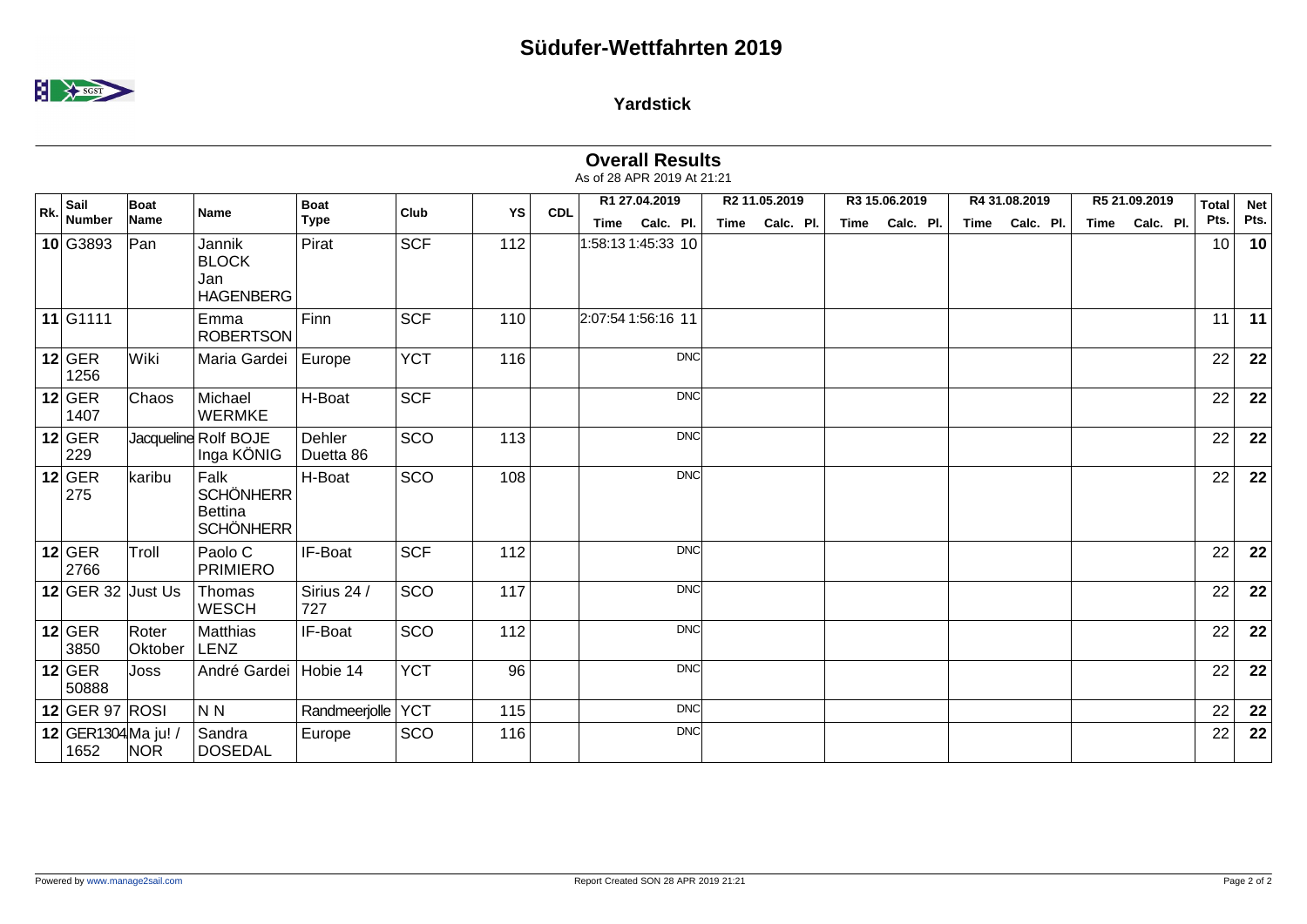# Südufer-Wettfahrten 2019

## Yardstick

### Overall Results

As of 28 APR 2019 At 21:21

| Rk. | Sail Number | Boat Name | Name | Boat Type | Club | YS | CDL | R1 27.04.2019 | | | R2 11.05.2019 | | | R3 15.06.2019 | | | R4 31.08.2019 | | | R5 21.09.2019 | | | Total Pts. | Net Pts. |
|---|---|---|---|---|---|---|---|---|---|---|---|---|---|---|---|---|---|---|---|---|---|---|---|---|
| | | | | | | | | Time | Calc. | Pl. | Time | Calc. | Pl. | Time | Calc. | Pl. | Time | Calc. | Pl. | Time | Calc. | Pl. | | |
| **10** | G3893 | Pan | Jannik BLOCK Jan HAGENBERG | Pirat | SCF | 112 | | 1:58:13 | 1:45:33 | 10 | | | | | | | | | | | | | 10 | **10** |
| **11** | G1111 | | Emma ROBERTSON | Finn | SCF | 110 | | 2:07:54 | 1:56:16 | 11 | | | | | | | | | | | | | 11 | **11** |
| **12** | GER 1256 | Wiki | Maria Gardei | Europe | YCT | 116 | | | | DNC | | | | | | | | | | | | | 22 | **22** |
| **12** | GER 1407 | Chaos | Michael WERMKE | H-Boat | SCF | | | | | DNC | | | | | | | | | | | | | 22 | **22** |
| **12** | GER 229 | Jacqueline | Rolf BOJE Inga KÖNIG | Dehler Duetta 86 | SCO | 113 | | | | DNC | | | | | | | | | | | | | 22 | **22** |
| **12** | GER 275 | karibu | Falk SCHÖNHERR Bettina SCHÖNHERR | H-Boat | SCO | 108 | | | | DNC | | | | | | | | | | | | | 22 | **22** |
| **12** | GER 2766 | Troll | Paolo C PRIMIERO | IF-Boat | SCF | 112 | | | | DNC | | | | | | | | | | | | | 22 | **22** |
| **12** | GER 32 | Just Us | Thomas WESCH | Sirius 24 / 727 | SCO | 117 | | | | DNC | | | | | | | | | | | | | 22 | **22** |
| **12** | GER 3850 | Roter Oktober | Matthias LENZ | IF-Boat | SCO | 112 | | | | DNC | | | | | | | | | | | | | 22 | **22** |
| **12** | GER 50888 | Joss | André Gardei | Hobie 14 | YCT | 96 | | | | DNC | | | | | | | | | | | | | 22 | **22** |
| **12** | GER 97 | ROSI | N N | Randmeerjolle | YCT | 115 | | | | DNC | | | | | | | | | | | | | 22 | **22** |
| **12** | GER1304 1652 | Ma ju! / NOR | Sandra DOSEDAL | Europe | SCO | 116 | | | | DNC | | | | | | | | | | | | | 22 | **22** |

Powered by www.manage2sail.com

Report Created SON 28 APR 2019 21:21